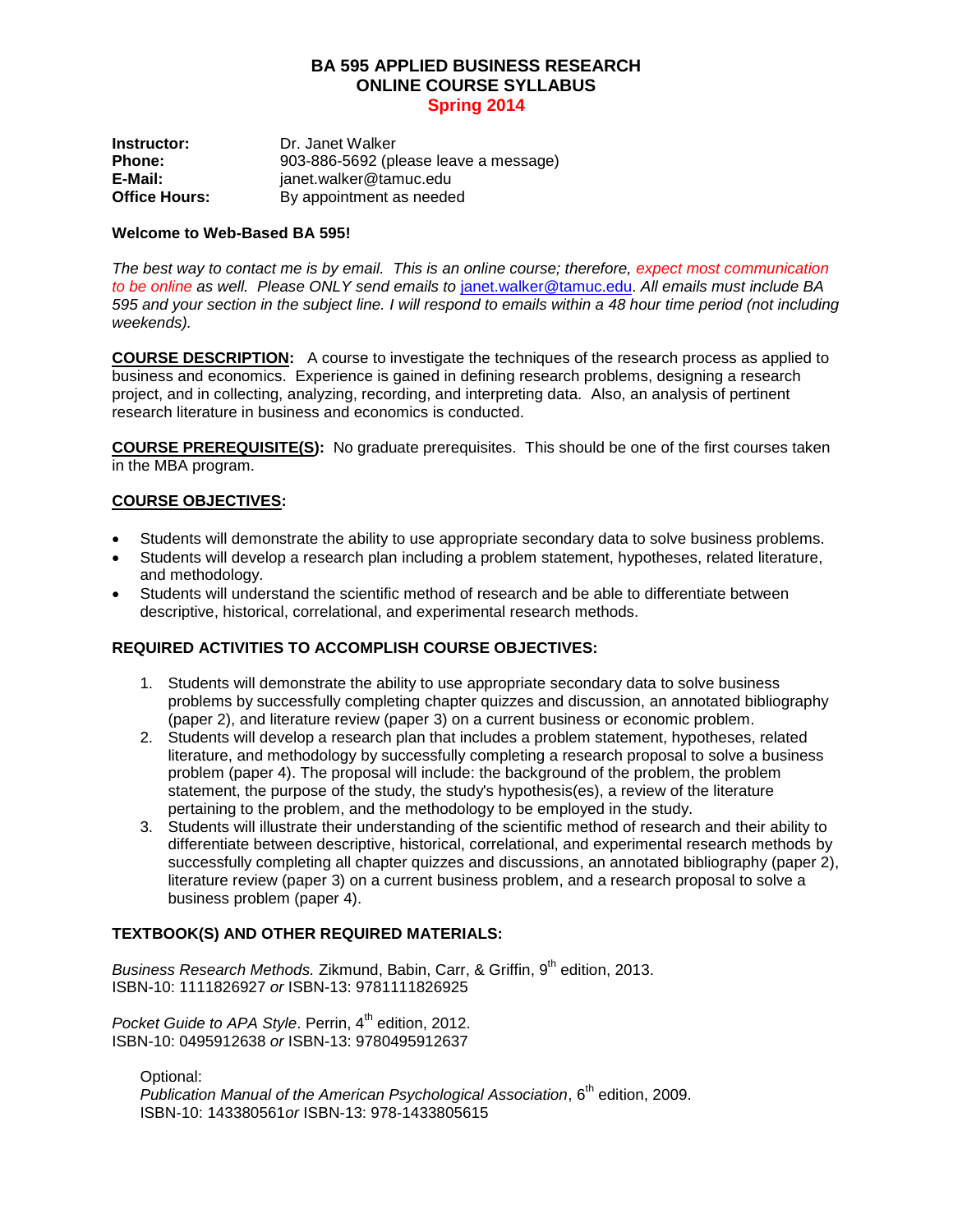# BA 595 APPLIED BUSINESS RESEARCH
# ONLINE COURSE SYLLABUS
## Spring 2014

**Instructor:** Dr. Janet Walker
**Phone:** 903-886-5692 (please leave a message)
**E-Mail:** janet.walker@tamuc.edu
**Office Hours:** By appointment as needed

**Welcome to Web-Based BA 595!**

*The best way to contact me is by email. This is an online course; therefore, expect most communication to be online as well. Please ONLY send emails to* janet.walker@tamuc.edu*. All emails must include BA 595 and your section in the subject line. I will respond to emails within a 48 hour time period (not including weekends).*

**COURSE DESCRIPTION:** A course to investigate the techniques of the research process as applied to business and economics. Experience is gained in defining research problems, designing a research project, and in collecting, analyzing, recording, and interpreting data. Also, an analysis of pertinent research literature in business and economics is conducted.

**COURSE PREREQUISITE(S):** No graduate prerequisites. This should be one of the first courses taken in the MBA program.

**COURSE OBJECTIVES:**

- Students will demonstrate the ability to use appropriate secondary data to solve business problems.
- Students will develop a research plan including a problem statement, hypotheses, related literature, and methodology.
- Students will understand the scientific method of research and be able to differentiate between descriptive, historical, correlational, and experimental research methods.

**REQUIRED ACTIVITIES TO ACCOMPLISH COURSE OBJECTIVES:**

1. Students will demonstrate the ability to use appropriate secondary data to solve business problems by successfully completing chapter quizzes and discussion, an annotated bibliography (paper 2), and literature review (paper 3) on a current business or economic problem.
2. Students will develop a research plan that includes a problem statement, hypotheses, related literature, and methodology by successfully completing a research proposal to solve a business problem (paper 4). The proposal will include: the background of the problem, the problem statement, the purpose of the study, the study's hypothesis(es), a review of the literature pertaining to the problem, and the methodology to be employed in the study.
3. Students will illustrate their understanding of the scientific method of research and their ability to differentiate between descriptive, historical, correlational, and experimental research methods by successfully completing all chapter quizzes and discussions, an annotated bibliography (paper 2), literature review (paper 3) on a current business problem, and a research proposal to solve a business problem (paper 4).

**TEXTBOOK(S) AND OTHER REQUIRED MATERIALS:**

*Business Research Methods.* Zikmund, Babin, Carr, & Griffin, 9th edition, 2013.
ISBN-10: 1111826927 *or* ISBN-13: 9781111826925

*Pocket Guide to APA Style*. Perrin, 4th edition, 2012.
ISBN-10: 0495912638 *or* ISBN-13: 9780495912637

Optional:
*Publication Manual of the American Psychological Association*, 6th edition, 2009.
ISBN-10: 143380561*or* ISBN-13: 978-1433805615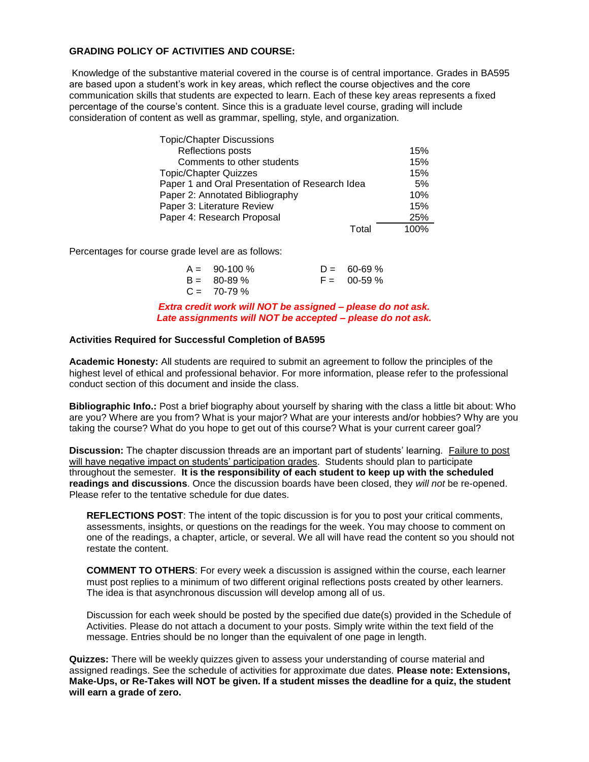**GRADING POLICY OF ACTIVITIES AND COURSE:**

Knowledge of the substantive material covered in the course is of central importance. Grades in BA595 are based upon a student's work in key areas, which reflect the course objectives and the core communication skills that students are expected to learn. Each of these key areas represents a fixed percentage of the course's content. Since this is a graduate level course, grading will include consideration of content as well as grammar, spelling, style, and organization.

| Activity | Percentage |
|---|---|
| Topic/Chapter Discussions | |
| Reflections posts | 15% |
| Comments to other students | 15% |
| Topic/Chapter Quizzes | 15% |
| Paper 1 and Oral Presentation of Research Idea | 5% |
| Paper 2: Annotated Bibliography | 10% |
| Paper 3: Literature Review | 15% |
| Paper 4: Research Proposal | 25% |
| Total | 100% |

Percentages for course grade level are as follows:

| | | | |
|---|---|---|---|
| A = | 90-100 % | D = | 60-69 % |
| B = | 80-89 % | F = | 00-59 % |
| C = | 70-79 % | | |

***Extra credit work will NOT be assigned – please do not ask.***
***Late assignments will NOT be accepted – please do not ask.***

**Activities Required for Successful Completion of BA595**

**Academic Honesty:** All students are required to submit an agreement to follow the principles of the highest level of ethical and professional behavior. For more information, please refer to the professional conduct section of this document and inside the class.

**Bibliographic Info.:** Post a brief biography about yourself by sharing with the class a little bit about: Who are you? Where are you from? What is your major? What are your interests and/or hobbies? Why are you taking the course? What do you hope to get out of this course? What is your current career goal?

**Discussion:** The chapter discussion threads are an important part of students' learning. Failure to post will have negative impact on students' participation grades. Students should plan to participate throughout the semester. **It is the responsibility of each student to keep up with the scheduled readings and discussions**. Once the discussion boards have been closed, they *will not* be re-opened. Please refer to the tentative schedule for due dates.

**REFLECTIONS POST**: The intent of the topic discussion is for you to post your critical comments, assessments, insights, or questions on the readings for the week. You may choose to comment on one of the readings, a chapter, article, or several. We all will have read the content so you should not restate the content.

**COMMENT TO OTHERS**: For every week a discussion is assigned within the course, each learner must post replies to a minimum of two different original reflections posts created by other learners. The idea is that asynchronous discussion will develop among all of us.

Discussion for each week should be posted by the specified due date(s) provided in the Schedule of Activities. Please do not attach a document to your posts. Simply write within the text field of the message. Entries should be no longer than the equivalent of one page in length.

**Quizzes:** There will be weekly quizzes given to assess your understanding of course material and assigned readings. See the schedule of activities for approximate due dates. **Please note: Extensions, Make-Ups, or Re-Takes will NOT be given. If a student misses the deadline for a quiz, the student will earn a grade of zero.**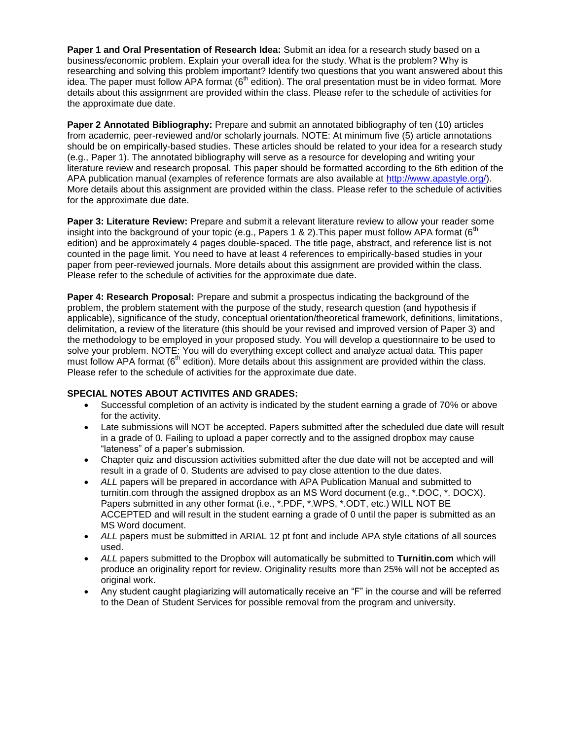**Paper 1 and Oral Presentation of Research Idea:** Submit an idea for a research study based on a business/economic problem. Explain your overall idea for the study. What is the problem? Why is researching and solving this problem important? Identify two questions that you want answered about this idea. The paper must follow APA format (6th edition). The oral presentation must be in video format. More details about this assignment are provided within the class. Please refer to the schedule of activities for the approximate due date.

**Paper 2 Annotated Bibliography:** Prepare and submit an annotated bibliography of ten (10) articles from academic, peer-reviewed and/or scholarly journals. NOTE: At minimum five (5) article annotations should be on empirically-based studies. These articles should be related to your idea for a research study (e.g., Paper 1). The annotated bibliography will serve as a resource for developing and writing your literature review and research proposal. This paper should be formatted according to the 6th edition of the APA publication manual (examples of reference formats are also available at http://www.apastyle.org/). More details about this assignment are provided within the class. Please refer to the schedule of activities for the approximate due date.

**Paper 3: Literature Review:** Prepare and submit a relevant literature review to allow your reader some insight into the background of your topic (e.g., Papers 1 & 2).This paper must follow APA format (6th edition) and be approximately 4 pages double-spaced. The title page, abstract, and reference list is not counted in the page limit. You need to have at least 4 references to empirically-based studies in your paper from peer-reviewed journals. More details about this assignment are provided within the class. Please refer to the schedule of activities for the approximate due date.

**Paper 4: Research Proposal:** Prepare and submit a prospectus indicating the background of the problem, the problem statement with the purpose of the study, research question (and hypothesis if applicable), significance of the study, conceptual orientation/theoretical framework, definitions, limitations, delimitation, a review of the literature (this should be your revised and improved version of Paper 3) and the methodology to be employed in your proposed study. You will develop a questionnaire to be used to solve your problem. NOTE: You will do everything except collect and analyze actual data. This paper must follow APA format (6th edition). More details about this assignment are provided within the class. Please refer to the schedule of activities for the approximate due date.

**SPECIAL NOTES ABOUT ACTIVITES AND GRADES:**

- Successful completion of an activity is indicated by the student earning a grade of 70% or above for the activity.
- Late submissions will NOT be accepted. Papers submitted after the scheduled due date will result in a grade of 0. Failing to upload a paper correctly and to the assigned dropbox may cause "lateness" of a paper's submission.
- Chapter quiz and discussion activities submitted after the due date will not be accepted and will result in a grade of 0. Students are advised to pay close attention to the due dates.
- *ALL* papers will be prepared in accordance with APA Publication Manual and submitted to turnitin.com through the assigned dropbox as an MS Word document (e.g., *.DOC, *. DOCX). Papers submitted in any other format (i.e., *.PDF, *.WPS, *.ODT, etc.) WILL NOT BE ACCEPTED and will result in the student earning a grade of 0 until the paper is submitted as an MS Word document.
- *ALL* papers must be submitted in ARIAL 12 pt font and include APA style citations of all sources used.
- *ALL* papers submitted to the Dropbox will automatically be submitted to **Turnitin.com** which will produce an originality report for review. Originality results more than 25% will not be accepted as original work.
- Any student caught plagiarizing will automatically receive an "F" in the course and will be referred to the Dean of Student Services for possible removal from the program and university.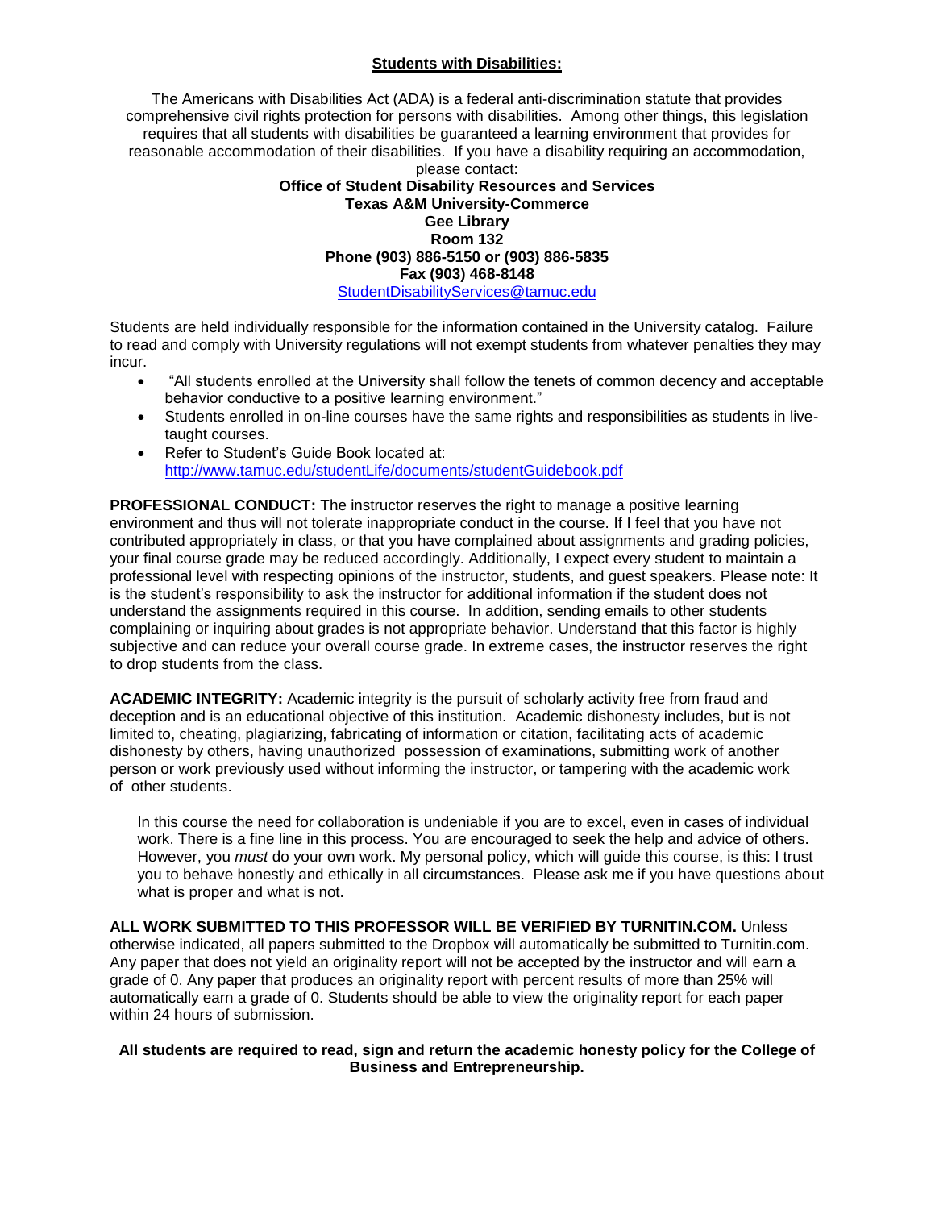## Students with Disabilities:

The Americans with Disabilities Act (ADA) is a federal anti-discrimination statute that provides comprehensive civil rights protection for persons with disabilities. Among other things, this legislation requires that all students with disabilities be guaranteed a learning environment that provides for reasonable accommodation of their disabilities. If you have a disability requiring an accommodation, please contact:

**Office of Student Disability Resources and Services**
**Texas A&M University-Commerce**
**Gee Library**
**Room 132**
**Phone (903) 886-5150 or (903) 886-5835**
**Fax (903) 468-8148**
StudentDisabilityServices@tamuc.edu

Students are held individually responsible for the information contained in the University catalog. Failure to read and comply with University regulations will not exempt students from whatever penalties they may incur.

- "All students enrolled at the University shall follow the tenets of common decency and acceptable behavior conductive to a positive learning environment."
- Students enrolled in on-line courses have the same rights and responsibilities as students in live-taught courses.
- Refer to Student's Guide Book located at: http://www.tamuc.edu/studentLife/documents/studentGuidebook.pdf

**PROFESSIONAL CONDUCT:** The instructor reserves the right to manage a positive learning environment and thus will not tolerate inappropriate conduct in the course. If I feel that you have not contributed appropriately in class, or that you have complained about assignments and grading policies, your final course grade may be reduced accordingly. Additionally, I expect every student to maintain a professional level with respecting opinions of the instructor, students, and guest speakers. Please note: It is the student's responsibility to ask the instructor for additional information if the student does not understand the assignments required in this course. In addition, sending emails to other students complaining or inquiring about grades is not appropriate behavior. Understand that this factor is highly subjective and can reduce your overall course grade. In extreme cases, the instructor reserves the right to drop students from the class.

**ACADEMIC INTEGRITY:** Academic integrity is the pursuit of scholarly activity free from fraud and deception and is an educational objective of this institution. Academic dishonesty includes, but is not limited to, cheating, plagiarizing, fabricating of information or citation, facilitating acts of academic dishonesty by others, having unauthorized possession of examinations, submitting work of another person or work previously used without informing the instructor, or tampering with the academic work of other students.

In this course the need for collaboration is undeniable if you are to excel, even in cases of individual work. There is a fine line in this process. You are encouraged to seek the help and advice of others. However, you *must* do your own work. My personal policy, which will guide this course, is this: I trust you to behave honestly and ethically in all circumstances. Please ask me if you have questions about what is proper and what is not.

**ALL WORK SUBMITTED TO THIS PROFESSOR WILL BE VERIFIED BY TURNITIN.COM.** Unless otherwise indicated, all papers submitted to the Dropbox will automatically be submitted to Turnitin.com. Any paper that does not yield an originality report will not be accepted by the instructor and will earn a grade of 0. Any paper that produces an originality report with percent results of more than 25% will automatically earn a grade of 0. Students should be able to view the originality report for each paper within 24 hours of submission.

**All students are required to read, sign and return the academic honesty policy for the College of Business and Entrepreneurship.**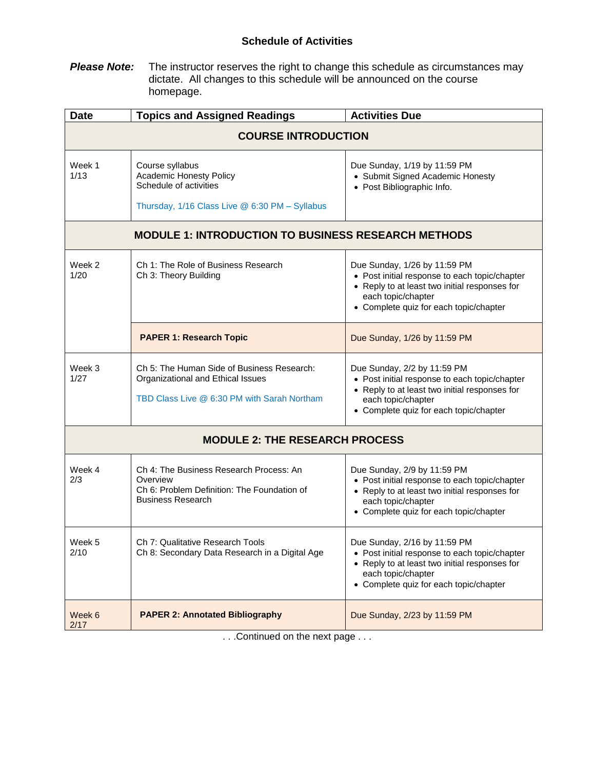## Schedule of Activities

***Please Note:*** The instructor reserves the right to change this schedule as circumstances may dictate. All changes to this schedule will be announced on the course homepage.

| Date | Topics and Assigned Readings | Activities Due |
|---|---|---|
| **COURSE INTRODUCTION** | | |
| Week 1<br>1/13 | Course syllabus<br>Academic Honesty Policy<br>Schedule of activities<br><br>Thursday, 1/16 Class Live @ 6:30 PM – Syllabus | Due Sunday, 1/19 by 11:59 PM<br>• Submit Signed Academic Honesty<br>• Post Bibliographic Info. |
| **MODULE 1: INTRODUCTION TO BUSINESS RESEARCH METHODS** | | |
| Week 2<br>1/20 | Ch 1: The Role of Business Research<br>Ch 3: Theory Building | Due Sunday, 1/26 by 11:59 PM<br>• Post initial response to each topic/chapter<br>• Reply to at least two initial responses for each topic/chapter<br>• Complete quiz for each topic/chapter |
| | **PAPER 1: Research Topic** | Due Sunday, 1/26 by 11:59 PM |
| Week 3<br>1/27 | Ch 5: The Human Side of Business Research: Organizational and Ethical Issues<br><br>TBD Class Live @ 6:30 PM with Sarah Northam | Due Sunday, 2/2 by 11:59 PM<br>• Post initial response to each topic/chapter<br>• Reply to at least two initial responses for each topic/chapter<br>• Complete quiz for each topic/chapter |
| **MODULE 2: THE RESEARCH PROCESS** | | |
| Week 4<br>2/3 | Ch 4: The Business Research Process: An Overview<br>Ch 6: Problem Definition: The Foundation of Business Research | Due Sunday, 2/9 by 11:59 PM<br>• Post initial response to each topic/chapter<br>• Reply to at least two initial responses for each topic/chapter<br>• Complete quiz for each topic/chapter |
| Week 5<br>2/10 | Ch 7: Qualitative Research Tools<br>Ch 8: Secondary Data Research in a Digital Age | Due Sunday, 2/16 by 11:59 PM<br>• Post initial response to each topic/chapter<br>• Reply to at least two initial responses for each topic/chapter<br>• Complete quiz for each topic/chapter |
| Week 6<br>2/17 | **PAPER 2: Annotated Bibliography** | Due Sunday, 2/23 by 11:59 PM |

. . .Continued on the next page . . .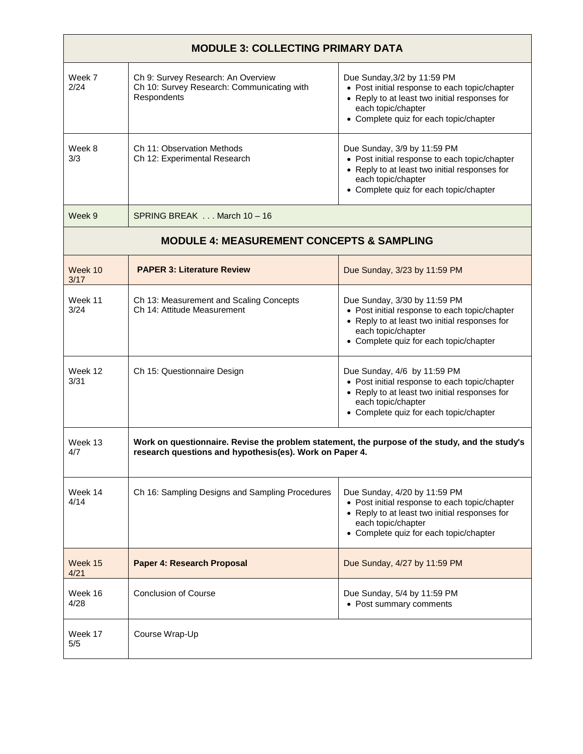| MODULE 3: COLLECTING PRIMARY DATA | | |
|---|---|---|
| Week 7<br>2/24 | Ch 9: Survey Research: An Overview<br>Ch 10: Survey Research: Communicating with Respondents | Due Sunday,3/2 by 11:59 PM<br>• Post initial response to each topic/chapter<br>• Reply to at least two initial responses for each topic/chapter<br>• Complete quiz for each topic/chapter |
| Week 8<br>3/3 | Ch 11: Observation Methods<br>Ch 12: Experimental Research | Due Sunday, 3/9 by 11:59 PM<br>• Post initial response to each topic/chapter<br>• Reply to at least two initial responses for each topic/chapter<br>• Complete quiz for each topic/chapter |
| Week 9 | SPRING BREAK . . . March 10 – 16 | |
| **MODULE 4: MEASUREMENT CONCEPTS & SAMPLING** | | |
| Week 10<br>3/17 | **PAPER 3: Literature Review** | Due Sunday, 3/23 by 11:59 PM |
| Week 11<br>3/24 | Ch 13: Measurement and Scaling Concepts<br>Ch 14: Attitude Measurement | Due Sunday, 3/30 by 11:59 PM<br>• Post initial response to each topic/chapter<br>• Reply to at least two initial responses for each topic/chapter<br>• Complete quiz for each topic/chapter |
| Week 12<br>3/31 | Ch 15: Questionnaire Design | Due Sunday, 4/6 by 11:59 PM<br>• Post initial response to each topic/chapter<br>• Reply to at least two initial responses for each topic/chapter<br>• Complete quiz for each topic/chapter |
| Week 13<br>4/7 | **Work on questionnaire. Revise the problem statement, the purpose of the study, and the study's research questions and hypothesis(es). Work on Paper 4.** | |
| Week 14<br>4/14 | Ch 16: Sampling Designs and Sampling Procedures | Due Sunday, 4/20 by 11:59 PM<br>• Post initial response to each topic/chapter<br>• Reply to at least two initial responses for each topic/chapter<br>• Complete quiz for each topic/chapter |
| Week 15<br>4/21 | **Paper 4: Research Proposal** | Due Sunday, 4/27 by 11:59 PM |
| Week 16<br>4/28 | Conclusion of Course | Due Sunday, 5/4 by 11:59 PM<br>• Post summary comments |
| Week 17<br>5/5 | Course Wrap-Up | |